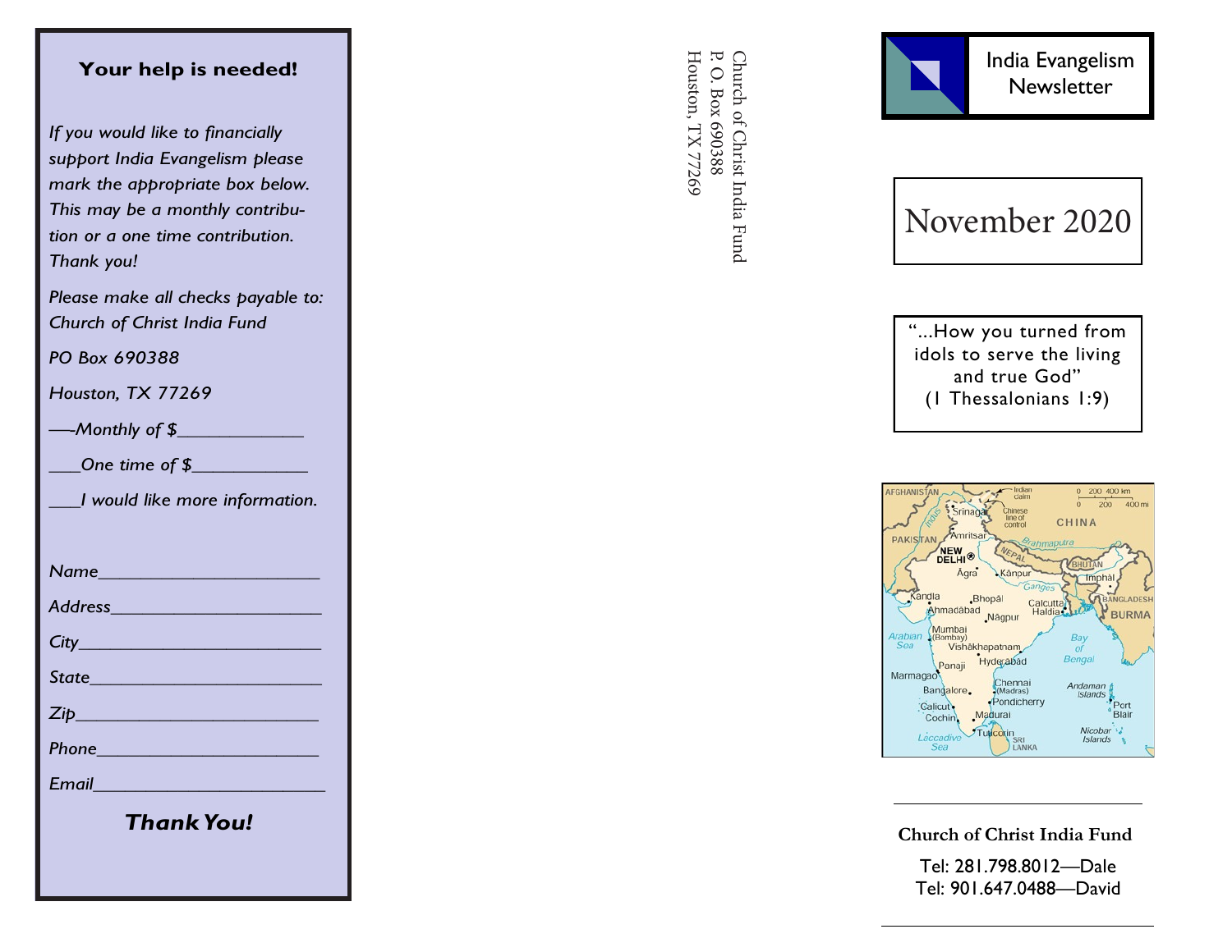## Your help is needed!

*If you would like to financially support India Evangelism please mark the appropriate box below. This may be a monthly contribution or a one time contribution. Thank you!*

*Please make all checks payable to: Church of Christ India Fund*

*PO Box 690388*

*Houston, TX 77269*

*—-Monthly of $_____________*

*___One time of $____________*

*___I would like more information.*

*Name_______________________*

*Address_____________________*

*City_________________________*

*State________________________*

*Zip__________________________*

*Phone_______________________*

*Email________________________*

***Thank You!***

Church of Christ India Fund
P. O. Box 690388
Houston, TX 77269

# India Evangelism Newsletter

## November 2020

"...How you turned from idols to serve the living and true God"
(1 Thessalonians 1:9)

**Church of Christ India Fund**

Tel: 281.798.8012—Dale
Tel: 901.647.0488—David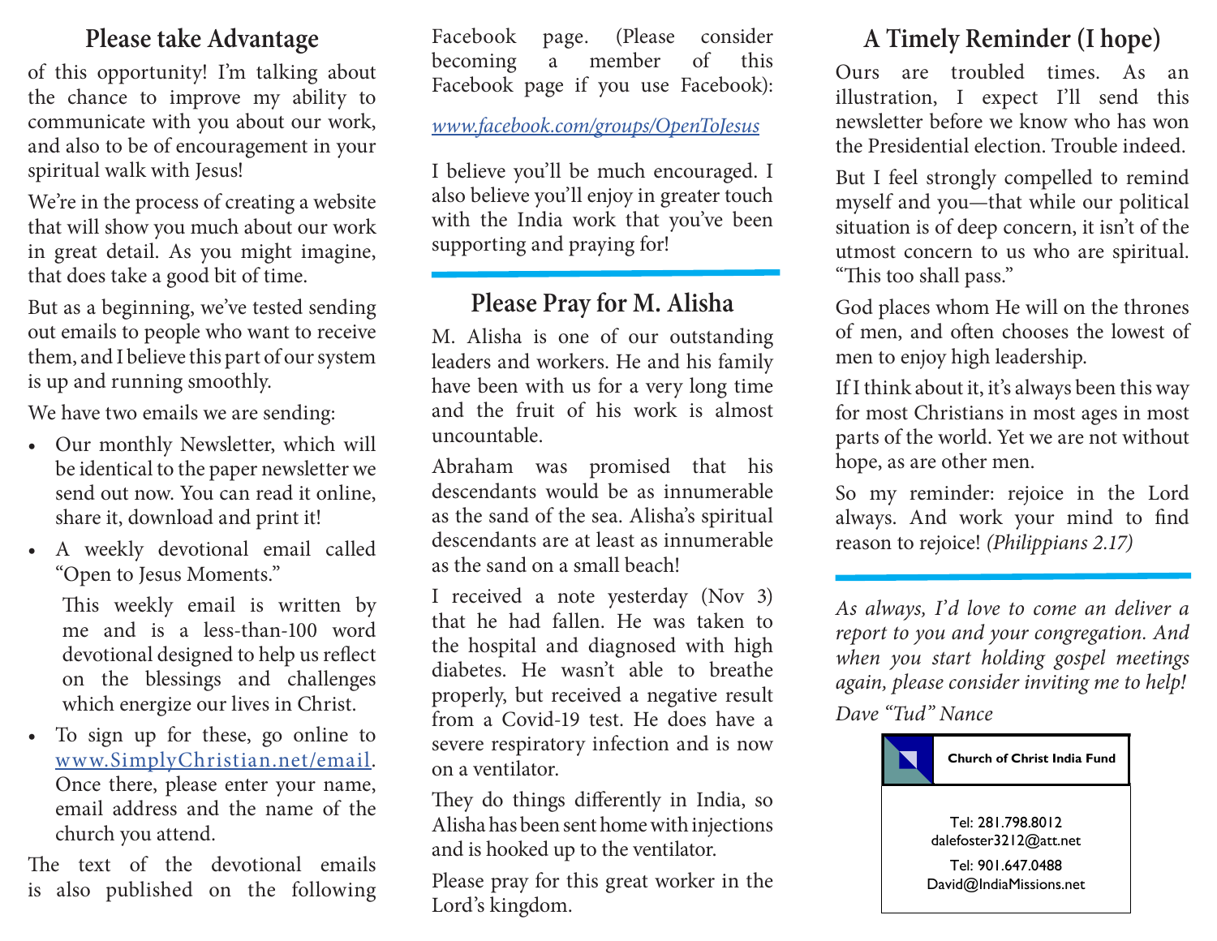## Please take Advantage

of this opportunity! I'm talking about the chance to improve my ability to communicate with you about our work, and also to be of encouragement in your spiritual walk with Jesus!

We're in the process of creating a website that will show you much about our work in great detail. As you might imagine, that does take a good bit of time.

But as a beginning, we've tested sending out emails to people who want to receive them, and I believe this part of our system is up and running smoothly.

We have two emails we are sending:

- Our monthly Newsletter, which will be identical to the paper newsletter we send out now. You can read it online, share it, download and print it!
- A weekly devotional email called "Open to Jesus Moments."

  This weekly email is written by me and is a less-than-100 word devotional designed to help us reflect on the blessings and challenges which energize our lives in Christ.
- To sign up for these, go online to www.SimplyChristian.net/email. Once there, please enter your name, email address and the name of the church you attend.

The text of the devotional emails is also published on the following Facebook page. (Please consider becoming a member of this Facebook page if you use Facebook):

www.facebook.com/groups/OpenToJesus

I believe you'll be much encouraged. I also believe you'll enjoy in greater touch with the India work that you've been supporting and praying for!

## Please Pray for M. Alisha

M. Alisha is one of our outstanding leaders and workers. He and his family have been with us for a very long time and the fruit of his work is almost uncountable.

Abraham was promised that his descendants would be as innumerable as the sand of the sea. Alisha's spiritual descendants are at least as innumerable as the sand on a small beach!

I received a note yesterday (Nov 3) that he had fallen. He was taken to the hospital and diagnosed with high diabetes. He wasn't able to breathe properly, but received a negative result from a Covid-19 test. He does have a severe respiratory infection and is now on a ventilator.

They do things differently in India, so Alisha has been sent home with injections and is hooked up to the ventilator.

Please pray for this great worker in the Lord's kingdom.

## A Timely Reminder (I hope)

Ours are troubled times. As an illustration, I expect I'll send this newsletter before we know who has won the Presidential election. Trouble indeed.

But I feel strongly compelled to remind myself and you—that while our political situation is of deep concern, it isn't of the utmost concern to us who are spiritual. "This too shall pass."

God places whom He will on the thrones of men, and often chooses the lowest of men to enjoy high leadership.

If I think about it, it's always been this way for most Christians in most ages in most parts of the world. Yet we are not without hope, as are other men.

So my reminder: rejoice in the Lord always. And work your mind to find reason to rejoice! *(Philippians 2.17)*

*As always, I'd love to come an deliver a report to you and your congregation. And when you start holding gospel meetings again, please consider inviting me to help!*

*Dave "Tud" Nance*

**Church of Christ India Fund**

Tel: 281.798.8012
dalefoster3212@att.net

Tel: 901.647.0488
David@IndiaMissions.net